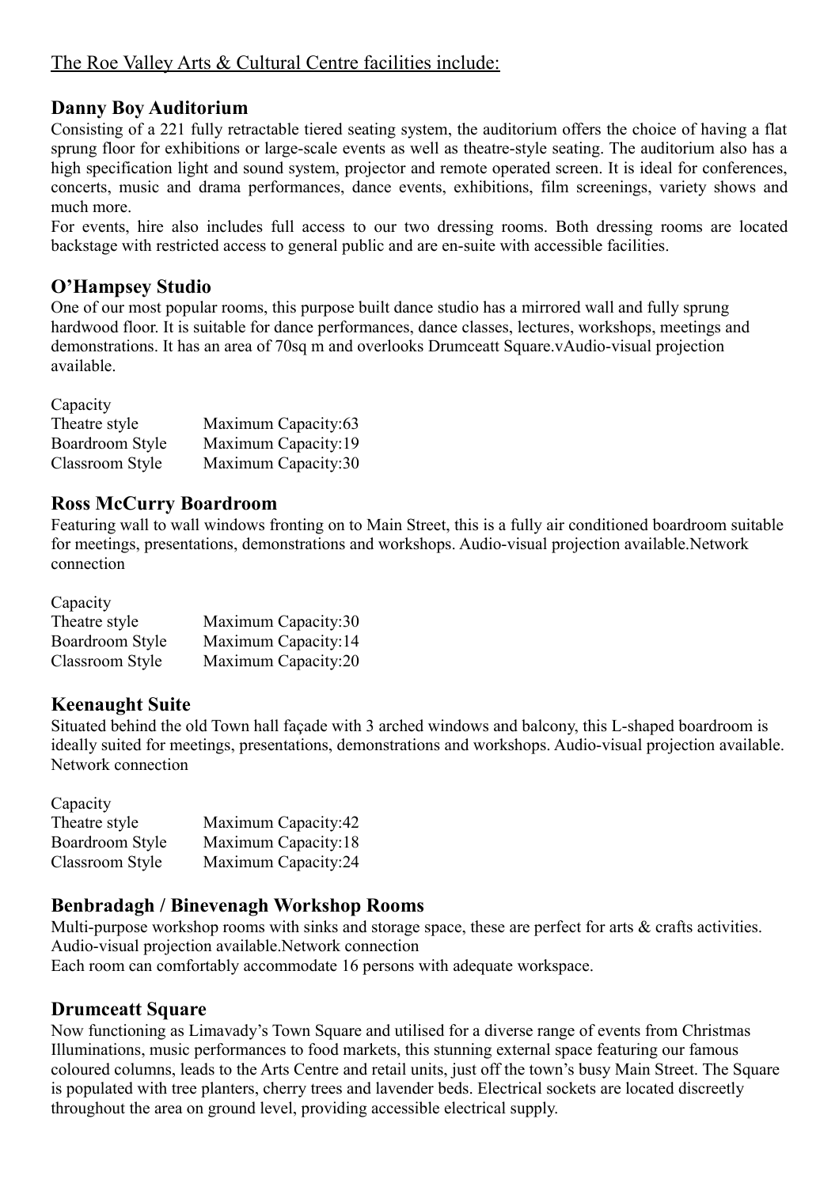The Roe Valley Arts & Cultural Centre facilities include:

## Danny Boy Auditorium

Consisting of a 221 fully retractable tiered seating system, the auditorium offers the choice of having a flat sprung floor for exhibitions or large-scale events as well as theatre-style seating. The auditorium also has a high specification light and sound system, projector and remote operated screen. It is ideal for conferences, concerts, music and drama performances, dance events, exhibitions, film screenings, variety shows and much more.

For events, hire also includes full access to our two dressing rooms. Both dressing rooms are located backstage with restricted access to general public and are en-suite with accessible facilities.

## O'Hampsey Studio

One of our most popular rooms, this purpose built dance studio has a mirrored wall and fully sprung hardwood floor. It is suitable for dance performances, dance classes, lectures, workshops, meetings and demonstrations. It has an area of 70sq m and overlooks Drumceatt Square.vAudio-visual projection available.

| Capacity | |
|---|---|
| Theatre style | Maximum Capacity:63 |
| Boardroom Style | Maximum Capacity:19 |
| Classroom Style | Maximum Capacity:30 |

## Ross McCurry Boardroom

Featuring wall to wall windows fronting on to Main Street, this is a fully air conditioned boardroom suitable for meetings, presentations, demonstrations and workshops. Audio-visual projection available.Network connection

| Capacity | |
|---|---|
| Theatre style | Maximum Capacity:30 |
| Boardroom Style | Maximum Capacity:14 |
| Classroom Style | Maximum Capacity:20 |

## Keenaught Suite

Situated behind the old Town hall façade with 3 arched windows and balcony, this L-shaped boardroom is ideally suited for meetings, presentations, demonstrations and workshops. Audio-visual projection available. Network connection

| Capacity | |
|---|---|
| Theatre style | Maximum Capacity:42 |
| Boardroom Style | Maximum Capacity:18 |
| Classroom Style | Maximum Capacity:24 |

## Benbradagh / Binevenagh Workshop Rooms

Multi-purpose workshop rooms with sinks and storage space, these are perfect for arts & crafts activities. Audio-visual projection available.Network connection

Each room can comfortably accommodate 16 persons with adequate workspace.

## Drumceatt Square

Now functioning as Limavady's Town Square and utilised for a diverse range of events from Christmas Illuminations, music performances to food markets, this stunning external space featuring our famous coloured columns, leads to the Arts Centre and retail units, just off the town's busy Main Street. The Square is populated with tree planters, cherry trees and lavender beds. Electrical sockets are located discreetly throughout the area on ground level, providing accessible electrical supply.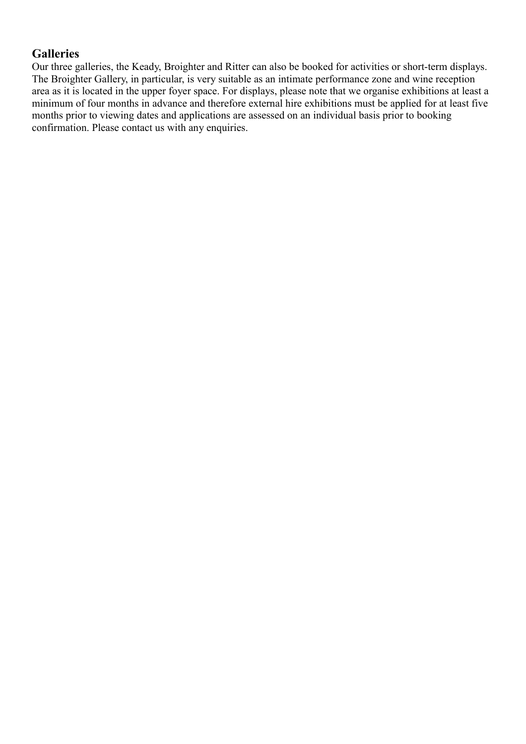## Galleries

Our three galleries, the Keady, Broighter and Ritter can also be booked for activities or short-term displays. The Broighter Gallery, in particular, is very suitable as an intimate performance zone and wine reception area as it is located in the upper foyer space. For displays, please note that we organise exhibitions at least a minimum of four months in advance and therefore external hire exhibitions must be applied for at least five months prior to viewing dates and applications are assessed on an individual basis prior to booking confirmation. Please contact us with any enquiries.